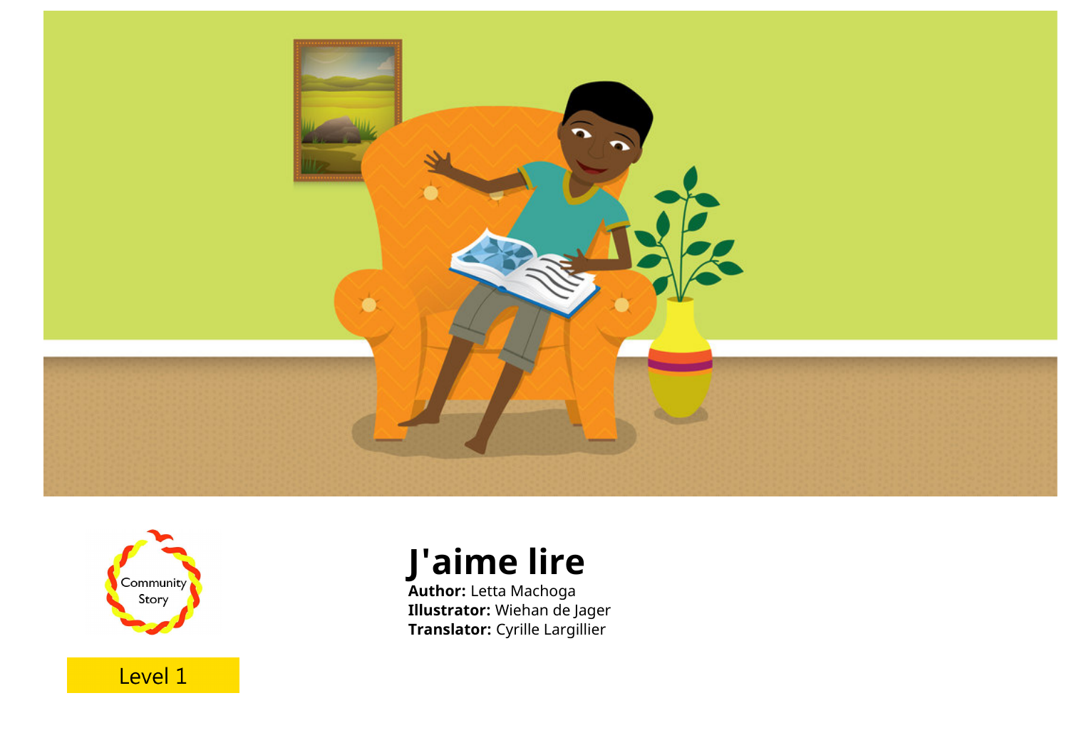Community Story

Level 1

# J'aime lire

**Author:** Letta Machoga
**Illustrator:** Wiehan de Jager
**Translator:** Cyrille Largillier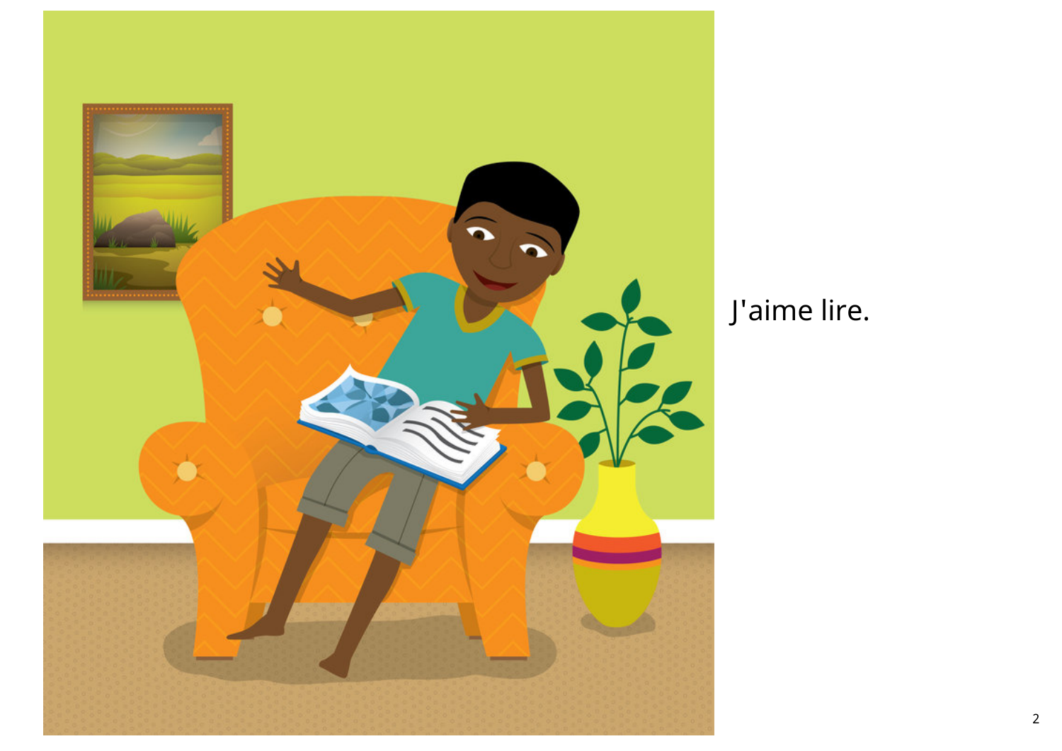J'aime lire.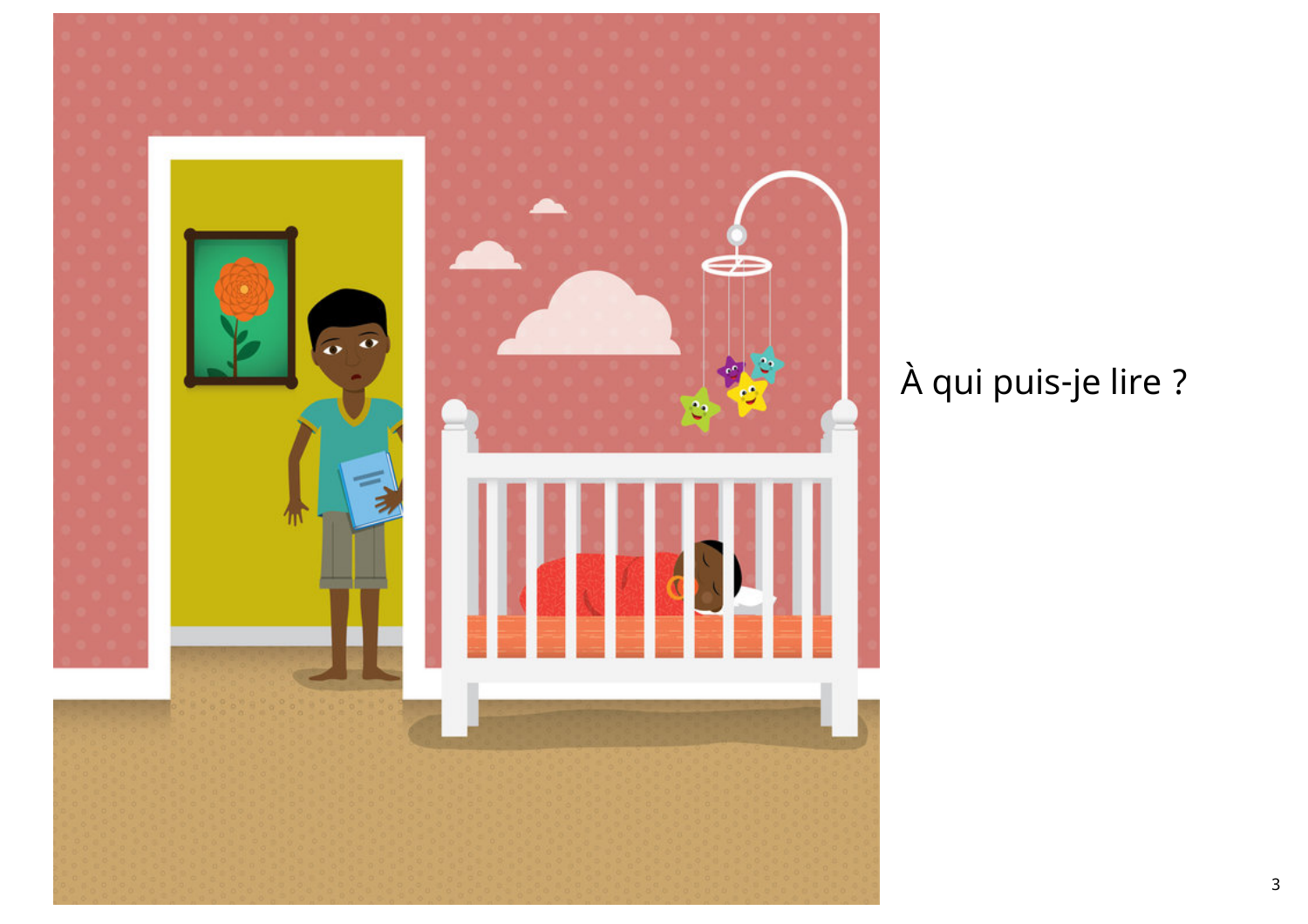À qui puis-je lire ?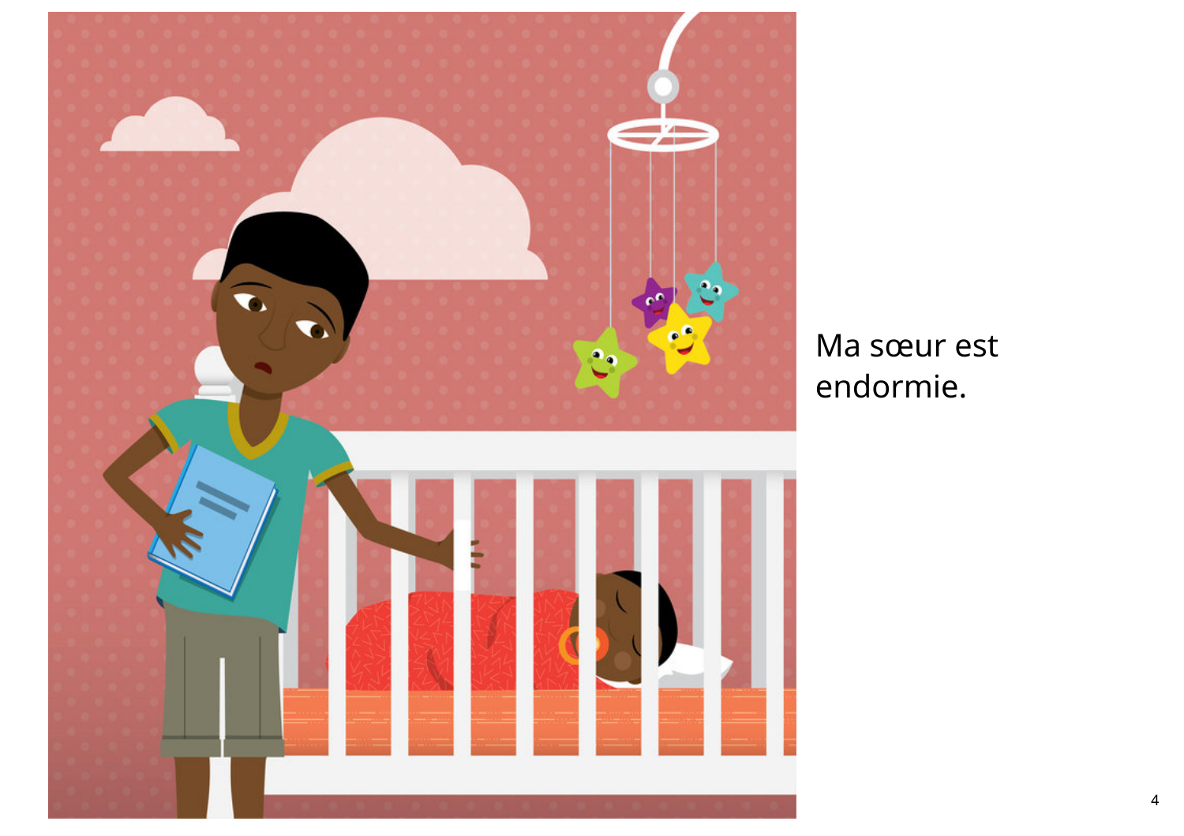Ma sœur est endormie.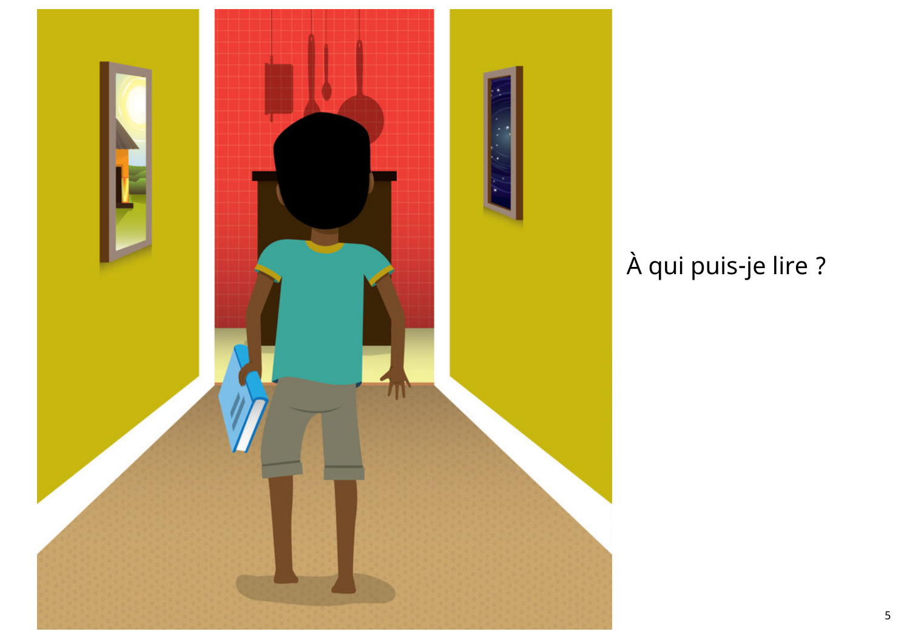À qui puis-je lire ?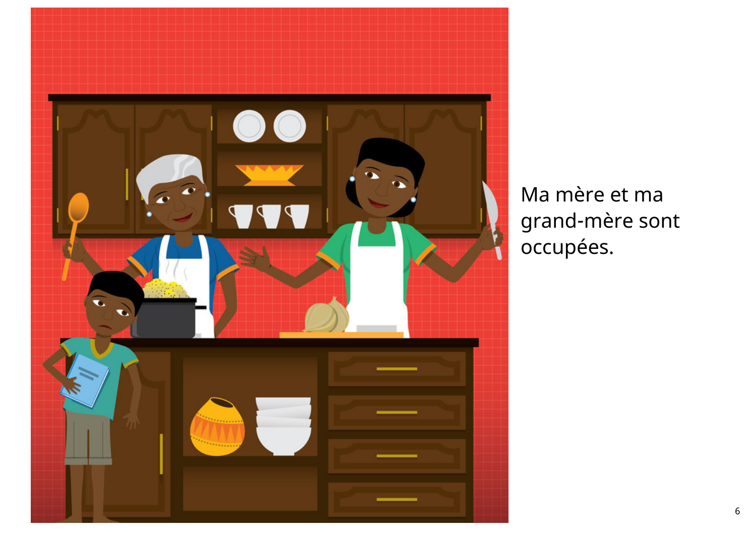Ma mère et ma grand-mère sont occupées.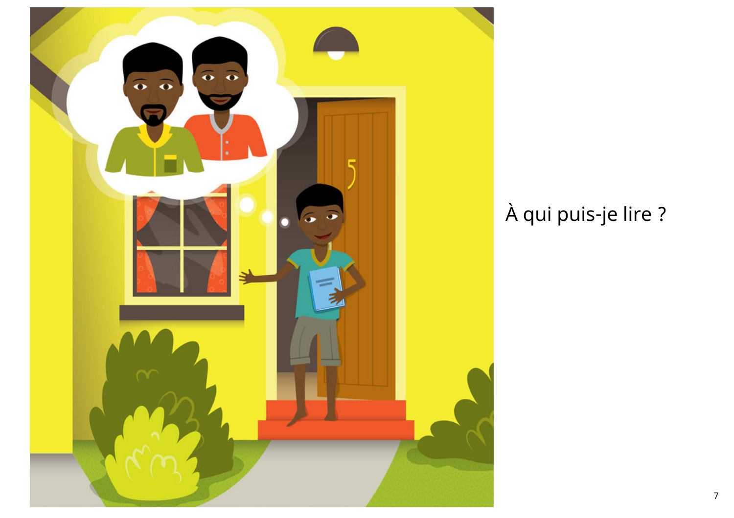À qui puis-je lire ?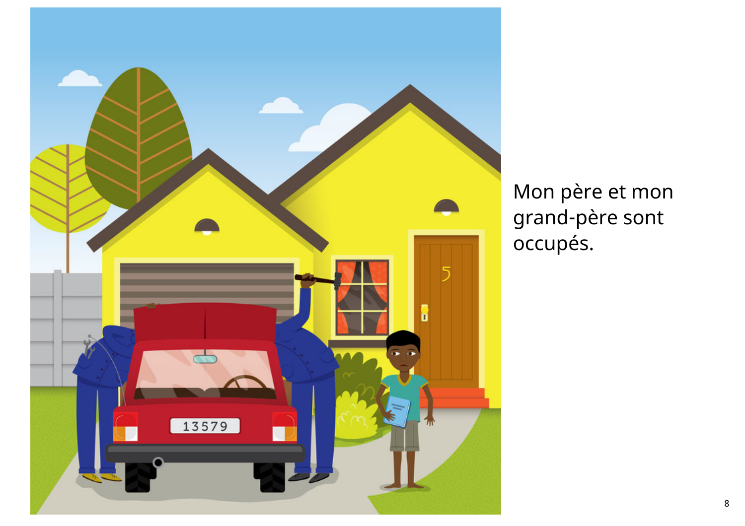Mon père et mon grand-père sont occupés.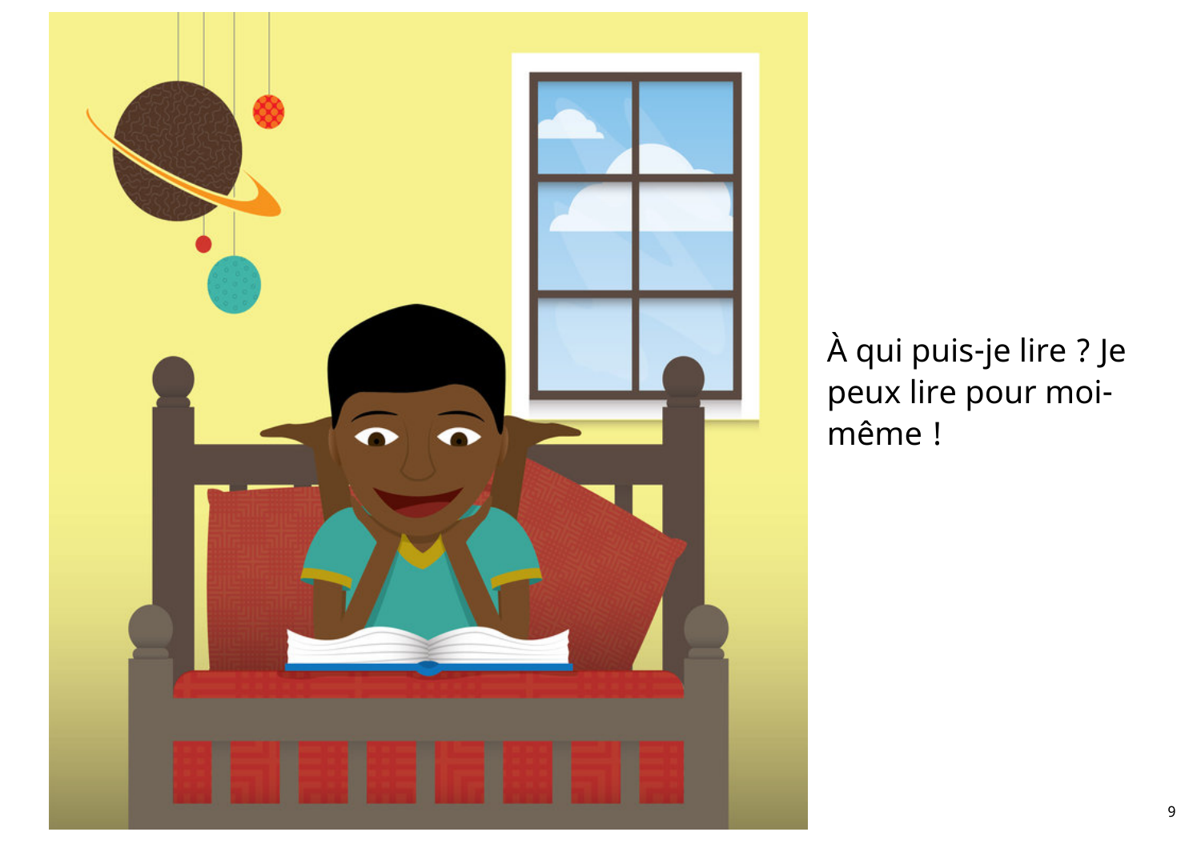À qui puis-je lire ? Je peux lire pour moi-même !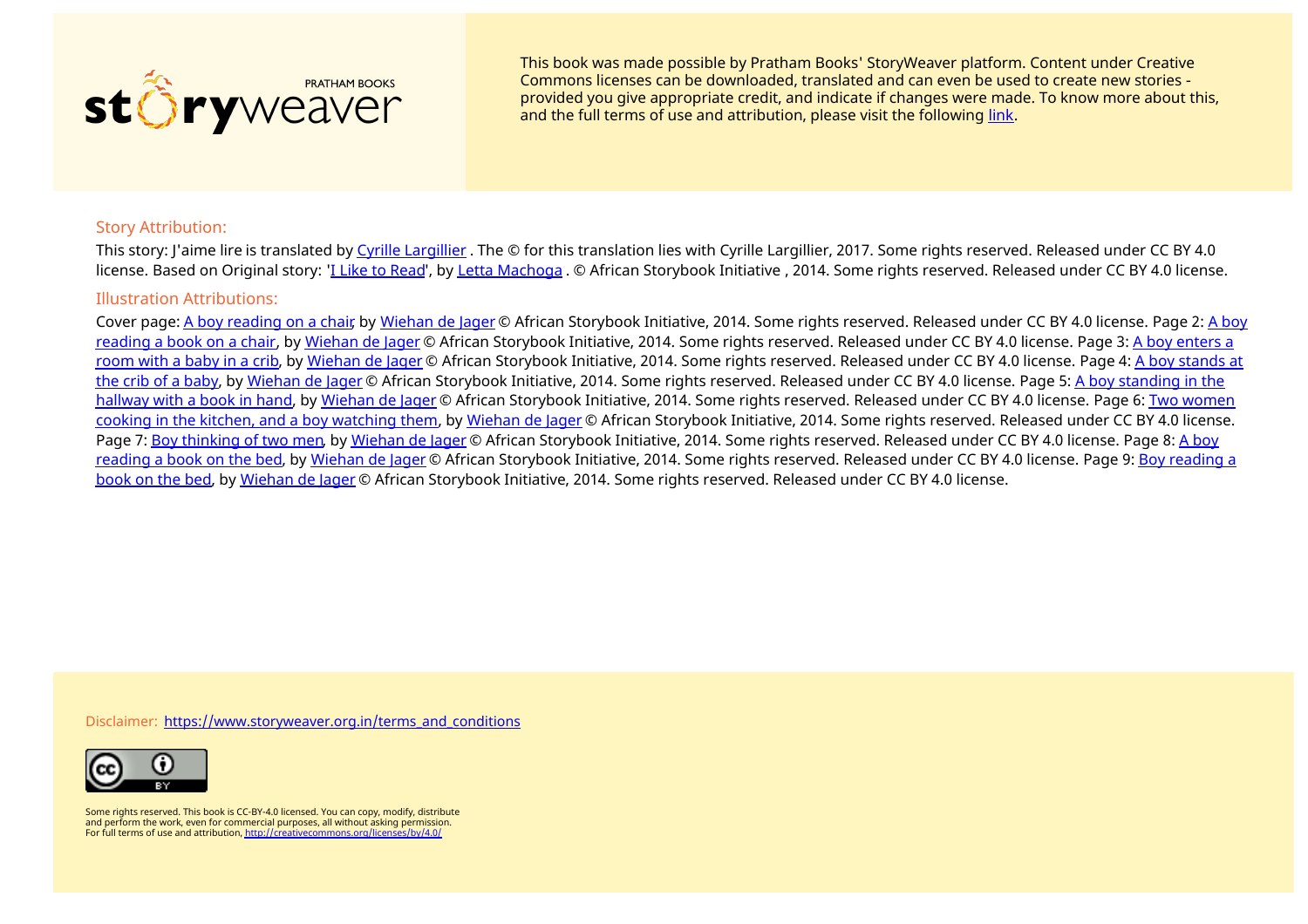This book was made possible by Pratham Books' StoryWeaver platform. Content under Creative Commons licenses can be downloaded, translated and can even be used to create new stories - provided you give appropriate credit, and indicate if changes were made. To know more about this, and the full terms of use and attribution, please visit the following link.

## Story Attribution:

This story: J'aime lire is translated by Cyrille Largillier . The © for this translation lies with Cyrille Largillier, 2017. Some rights reserved. Released under CC BY 4.0 license. Based on Original story: 'I Like to Read', by Letta Machoga . © African Storybook Initiative , 2014. Some rights reserved. Released under CC BY 4.0 license.

## Illustration Attributions:

Cover page: A boy reading on a chair, by Wiehan de Jager © African Storybook Initiative, 2014. Some rights reserved. Released under CC BY 4.0 license. Page 2: A boy reading a book on a chair, by Wiehan de Jager © African Storybook Initiative, 2014. Some rights reserved. Released under CC BY 4.0 license. Page 3: A boy enters a room with a baby in a crib, by Wiehan de Jager © African Storybook Initiative, 2014. Some rights reserved. Released under CC BY 4.0 license. Page 4: A boy stands at the crib of a baby, by Wiehan de Jager © African Storybook Initiative, 2014. Some rights reserved. Released under CC BY 4.0 license. Page 5: A boy standing in the hallway with a book in hand, by Wiehan de Jager © African Storybook Initiative, 2014. Some rights reserved. Released under CC BY 4.0 license. Page 6: Two women cooking in the kitchen, and a boy watching them, by Wiehan de Jager © African Storybook Initiative, 2014. Some rights reserved. Released under CC BY 4.0 license. Page 7: Boy thinking of two men, by Wiehan de Jager © African Storybook Initiative, 2014. Some rights reserved. Released under CC BY 4.0 license. Page 8: A boy reading a book on the bed, by Wiehan de Jager © African Storybook Initiative, 2014. Some rights reserved. Released under CC BY 4.0 license. Page 9: Boy reading a book on the bed, by Wiehan de Jager © African Storybook Initiative, 2014. Some rights reserved. Released under CC BY 4.0 license.

Disclaimer: https://www.storyweaver.org.in/terms_and_conditions

Some rights reserved. This book is CC-BY-4.0 licensed. You can copy, modify, distribute and perform the work, even for commercial purposes, all without asking permission. For full terms of use and attribution, http://creativecommons.org/licenses/by/4.0/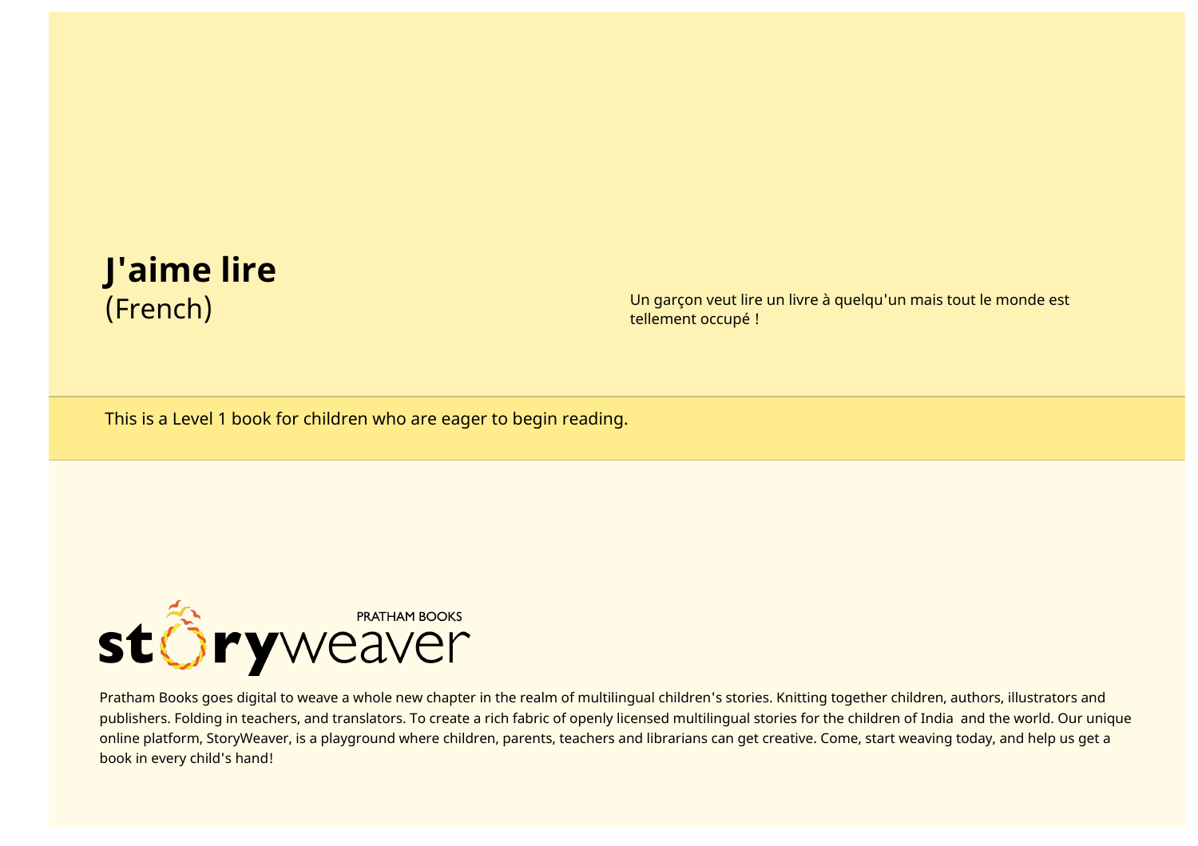# J'aime lire
(French)

Un garçon veut lire un livre à quelqu'un mais tout le monde est tellement occupé !

This is a Level 1 book for children who are eager to begin reading.

PRATHAM BOOKS
storyweaver

Pratham Books goes digital to weave a whole new chapter in the realm of multilingual children's stories. Knitting together children, authors, illustrators and publishers. Folding in teachers, and translators. To create a rich fabric of openly licensed multilingual stories for the children of India and the world. Our unique online platform, StoryWeaver, is a playground where children, parents, teachers and librarians can get creative. Come, start weaving today, and help us get a book in every child's hand!